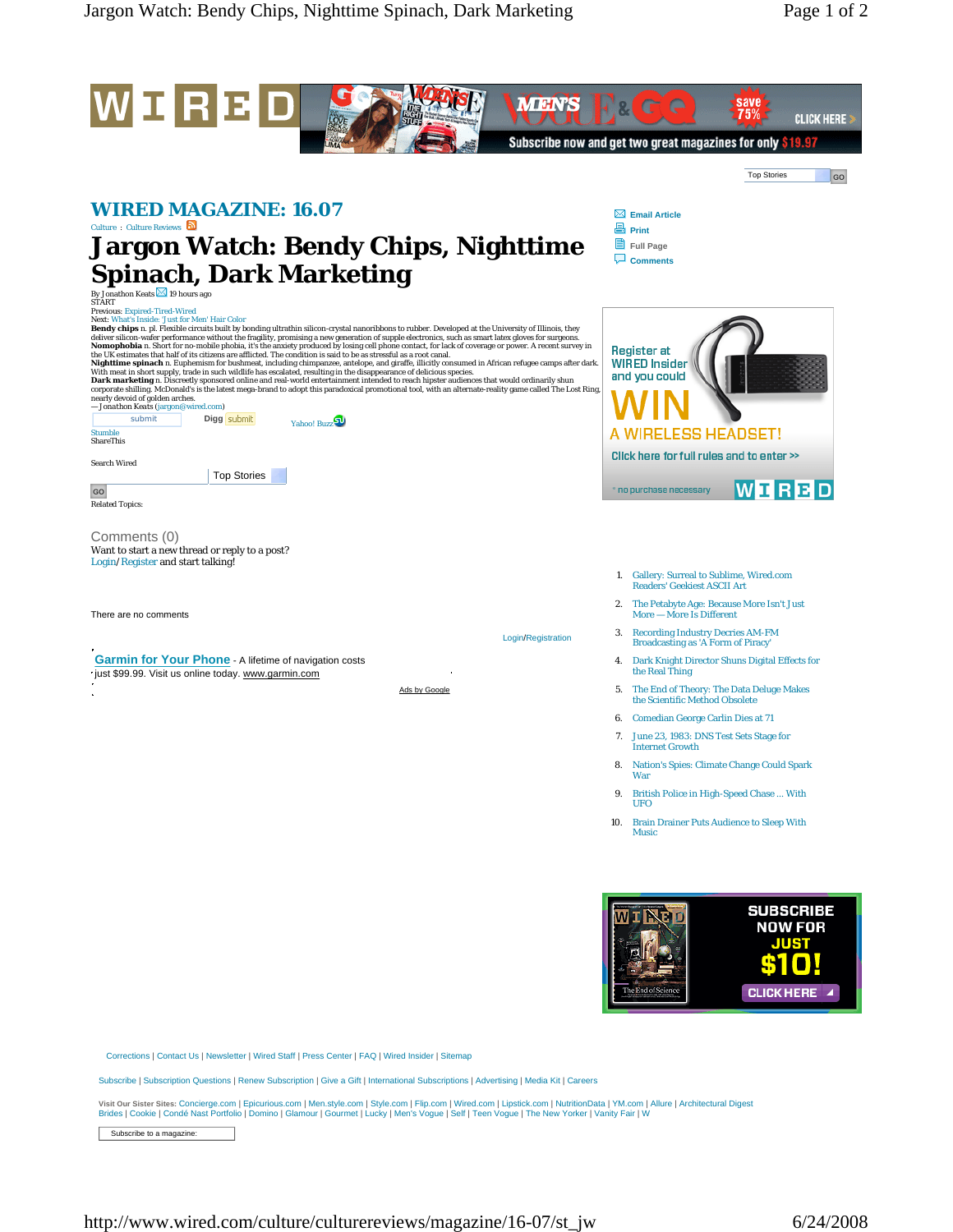# WIRED MAGAZINE: 16.07

Culture : Culture Reviews

# Jargon Watch: Bendy Chips, Nighttime Spinach, Dark Marketing

By Jonathon Keats 19 hours ago

START

Previous: Expired-Tired-Wired

Next: What's Inside: 'Just for Men' Hair Color

**Bendy chips** n. pl. Flexible circuits built by bonding ultrathin silicon-crystal nanoribbons to rubber. Developed at the University of Illinois, they deliver silicon-wafer performance without the fragility, promising a new generation of supple electronics, such as smart latex gloves for surgeons.

**Nomophobia** n. Short for no-mobile phobia, it's the anxiety produced by losing cell phone contact, for lack of coverage or power. A recent survey in the UK estimates that half of its citizens are afflicted. The condition is said to be as stressful as a root canal.

**Nighttime spinach** n. Euphemism for bushmeat, including chimpanzee, antelope, and giraffe, illicitly consumed in African refugee camps after dark. With meat in short supply, trade in such wildlife has escalated, resulting in the disappearance of delicious species.

**Dark marketing** n. Discreetly sponsored online and real-world entertainment intended to reach hipster audiences that would ordinarily shun corporate shilling. McDonald's is the latest mega-brand to adopt this paradoxical promotional tool, with an alternate-reality game called The Lost Ring, nearly devoid of golden arches.

—Jonathon Keats (jargon@wired.com)

Related Topics:

## Comments (0)

Want to start a new thread or reply to a post?
Login/ Register and start talking!

There are no comments

1. Gallery: Surreal to Sublime, Wired.com Readers' Geekiest ASCII Art
2. The Petabyte Age: Because More Isn't Just More — More Is Different
3. Recording Industry Decries AM-FM Broadcasting as 'A Form of Piracy'
4. Dark Knight Director Shuns Digital Effects for the Real Thing
5. The End of Theory: The Data Deluge Makes the Scientific Method Obsolete
6. Comedian George Carlin Dies at 71
7. June 23, 1983: DNS Test Sets Stage for Internet Growth
8. Nation's Spies: Climate Change Could Spark War
9. British Police in High-Speed Chase ... With UFO
10. Brain Drainer Puts Audience to Sleep With Music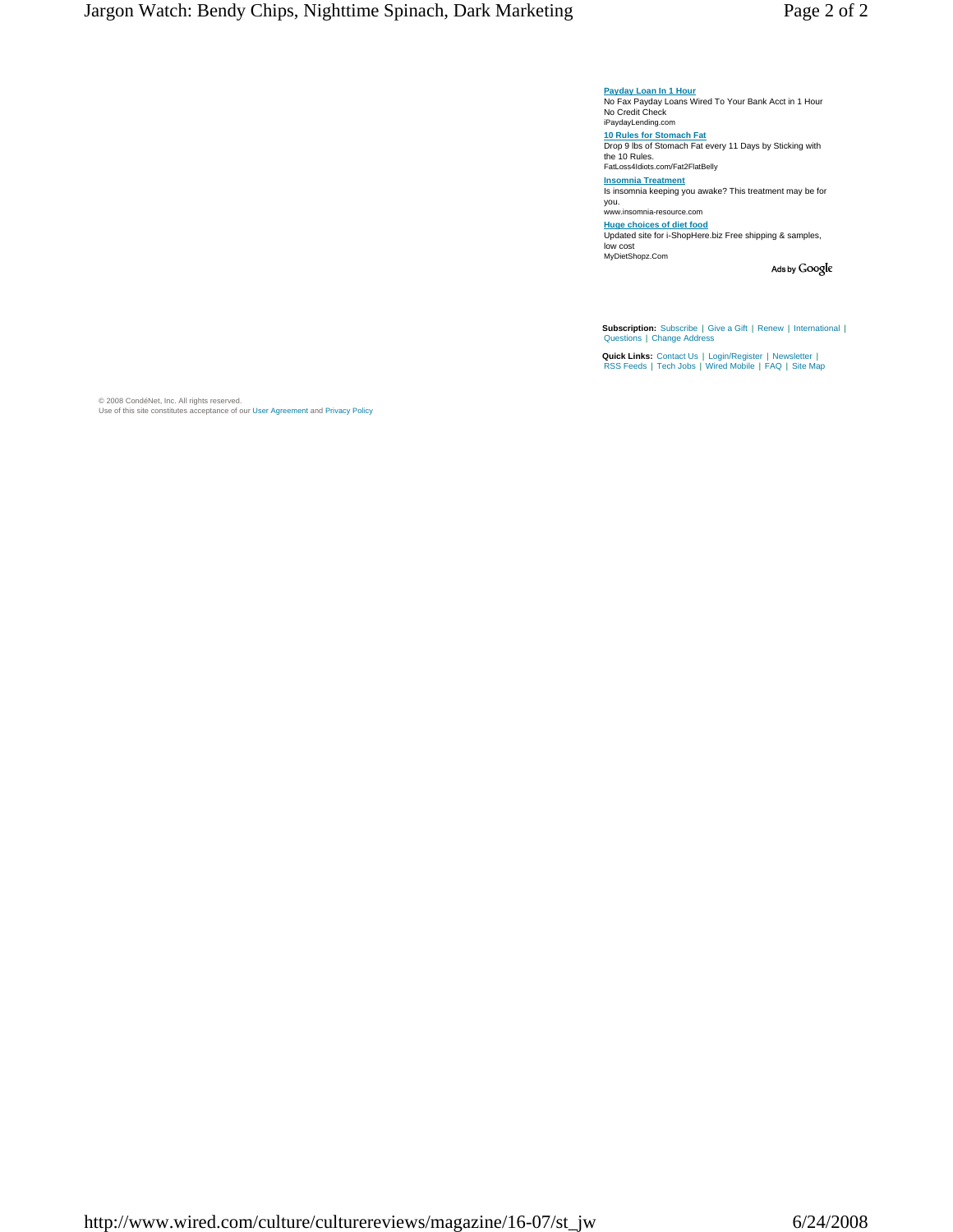**Payday Loan In 1 Hour**
No Fax Payday Loans Wired To Your Bank Acct in 1 Hour No Credit Check
iPaydayLending.com

**10 Rules for Stomach Fat**
Drop 9 lbs of Stomach Fat every 11 Days by Sticking with the 10 Rules.
FatLoss4Idiots.com/Fat2FlatBelly

**Insomnia Treatment**
Is insomnia keeping you awake? This treatment may be for you.
www.insomnia-resource.com

**Huge choices of diet food**
Updated site for i-ShopHere.biz Free shipping & samples, low cost
MyDietShopz.Com

Ads by Google

**Subscription:** Subscribe | Give a Gift | Renew | International | Questions | Change Address

**Quick Links:** Contact Us | Login/Register | Newsletter | RSS Feeds | Tech Jobs | Wired Mobile | FAQ | Site Map

© 2008 CondéNet, Inc. All rights reserved.
Use of this site constitutes acceptance of our User Agreement and Privacy Policy